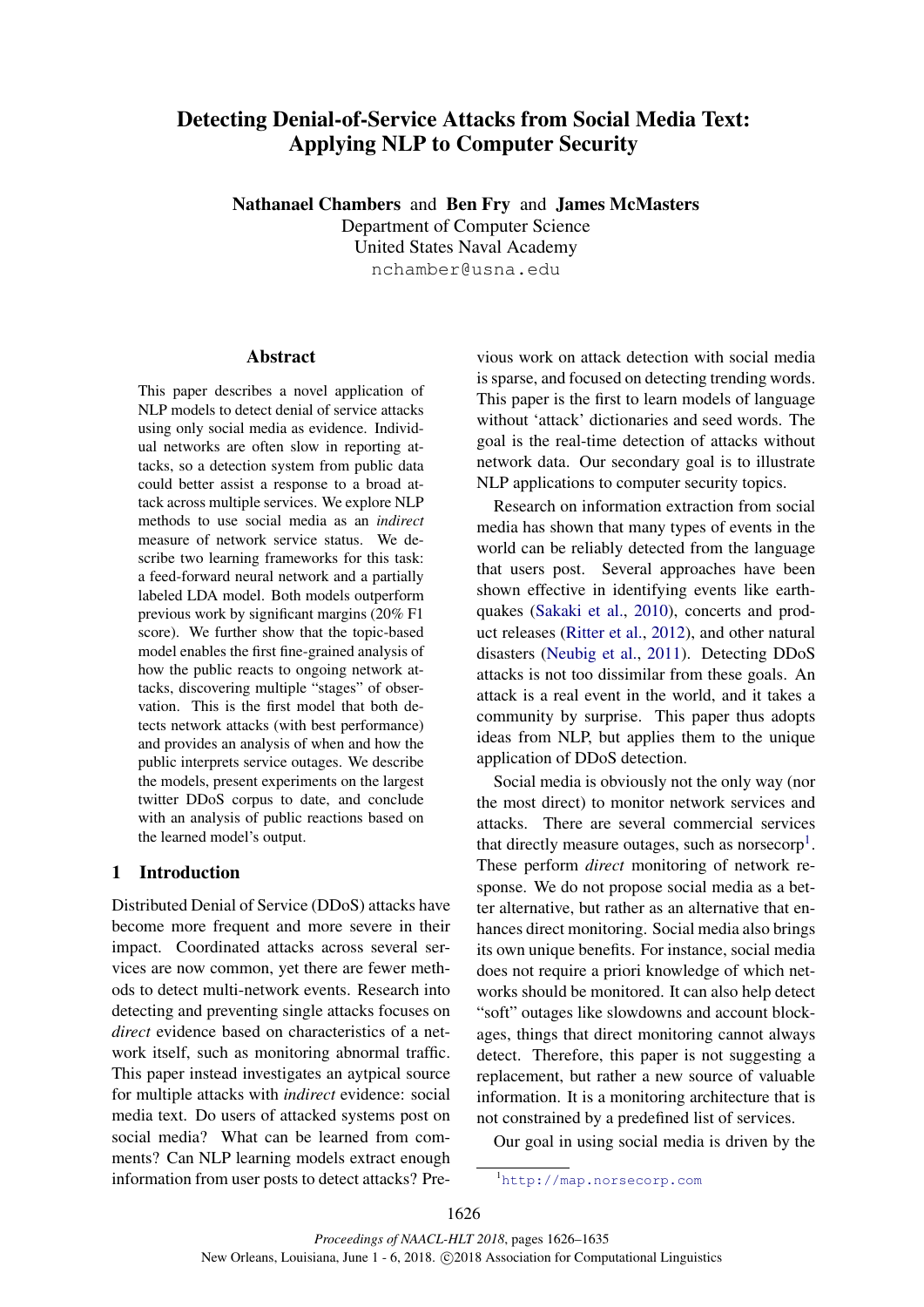# Detecting Denial-of-Service Attacks from Social Media Text: Applying NLP to Computer Security

**Nathanael Chambers** and **Ben Fry** and **James McMasters**
Department of Computer Science
United States Naval Academy
nchamber@usna.edu

## Abstract

This paper describes a novel application of NLP models to detect denial of service attacks using only social media as evidence. Individual networks are often slow in reporting attacks, so a detection system from public data could better assist a response to a broad attack across multiple services. We explore NLP methods to use social media as an *indirect* measure of network service status. We describe two learning frameworks for this task: a feed-forward neural network and a partially labeled LDA model. Both models outperform previous work by significant margins (20% F1 score). We further show that the topic-based model enables the first fine-grained analysis of how the public reacts to ongoing network attacks, discovering multiple "stages" of observation. This is the first model that both detects network attacks (with best performance) and provides an analysis of when and how the public interprets service outages. We describe the models, present experiments on the largest twitter DDoS corpus to date, and conclude with an analysis of public reactions based on the learned model's output.

## 1 Introduction

Distributed Denial of Service (DDoS) attacks have become more frequent and more severe in their impact. Coordinated attacks across several services are now common, yet there are fewer methods to detect multi-network events. Research into detecting and preventing single attacks focuses on *direct* evidence based on characteristics of a network itself, such as monitoring abnormal traffic. This paper instead investigates an aytpical source for multiple attacks with *indirect* evidence: social media text. Do users of attacked systems post on social media? What can be learned from comments? Can NLP learning models extract enough information from user posts to detect attacks? Previous work on attack detection with social media is sparse, and focused on detecting trending words. This paper is the first to learn models of language without 'attack' dictionaries and seed words. The goal is the real-time detection of attacks without network data. Our secondary goal is to illustrate NLP applications to computer security topics.

Research on information extraction from social media has shown that many types of events in the world can be reliably detected from the language that users post. Several approaches have been shown effective in identifying events like earthquakes (Sakaki et al., 2010), concerts and product releases (Ritter et al., 2012), and other natural disasters (Neubig et al., 2011). Detecting DDoS attacks is not too dissimilar from these goals. An attack is a real event in the world, and it takes a community by surprise. This paper thus adopts ideas from NLP, but applies them to the unique application of DDoS detection.

Social media is obviously not the only way (nor the most direct) to monitor network services and attacks. There are several commercial services that directly measure outages, such as norsecorp[1]. These perform *direct* monitoring of network response. We do not propose social media as a better alternative, but rather as an alternative that enhances direct monitoring. Social media also brings its own unique benefits. For instance, social media does not require a priori knowledge of which networks should be monitored. It can also help detect "soft" outages like slowdowns and account blockages, things that direct monitoring cannot always detect. Therefore, this paper is not suggesting a replacement, but rather a new source of valuable information. It is a monitoring architecture that is not constrained by a predefined list of services.

Our goal in using social media is driven by the

[1] http://map.norsecorp.com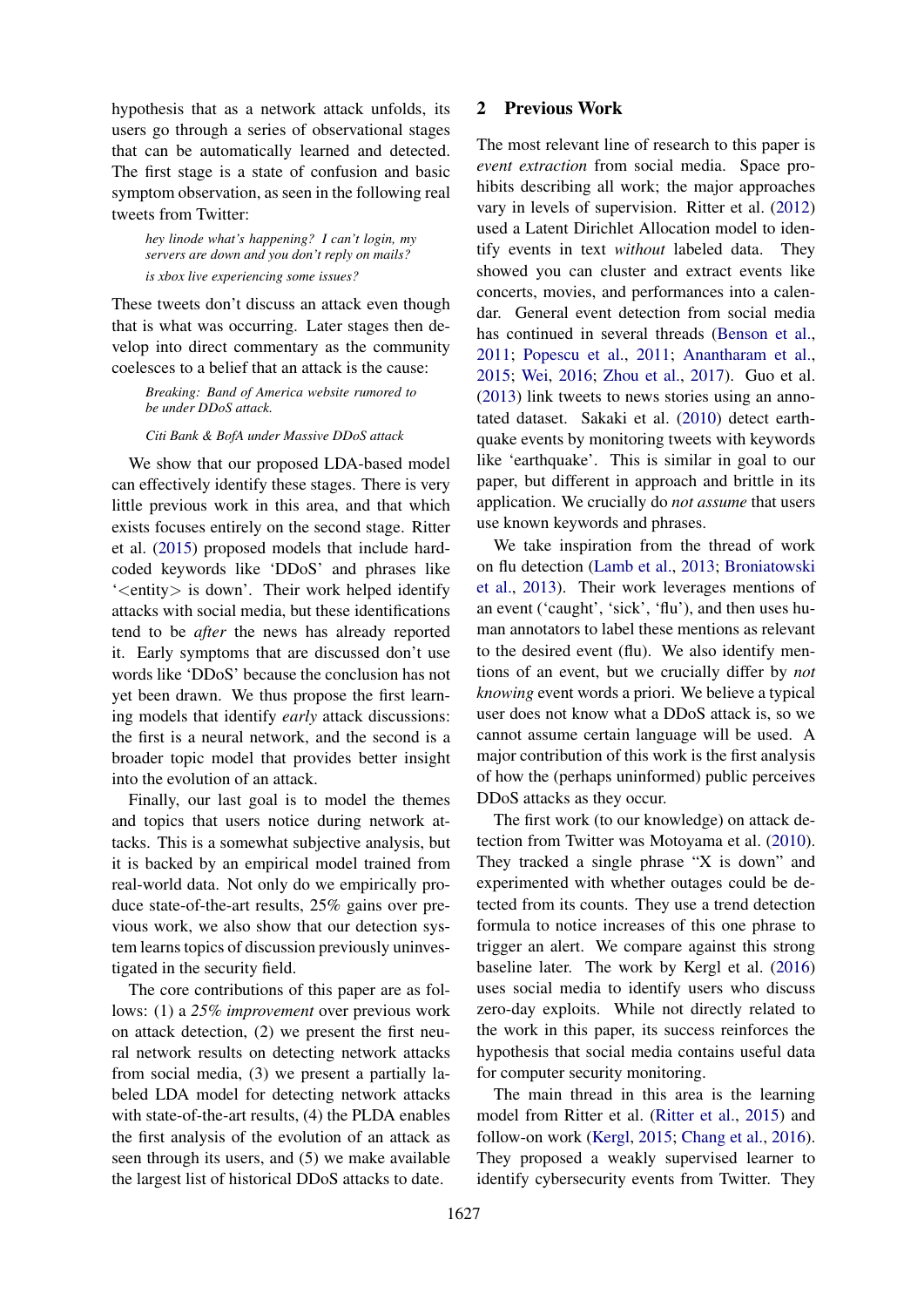hypothesis that as a network attack unfolds, its users go through a series of observational stages that can be automatically learned and detected. The first stage is a state of confusion and basic symptom observation, as seen in the following real tweets from Twitter:

> *hey linode what's happening? I can't login, my servers are down and you don't reply on mails?*
>
> *is xbox live experiencing some issues?*

These tweets don't discuss an attack even though that is what was occurring. Later stages then develop into direct commentary as the community coelesces to a belief that an attack is the cause:

> *Breaking: Band of America website rumored to be under DDoS attack.*
>
> *Citi Bank & BofA under Massive DDoS attack*

We show that our proposed LDA-based model can effectively identify these stages. There is very little previous work in this area, and that which exists focuses entirely on the second stage. Ritter et al. (2015) proposed models that include hard-coded keywords like 'DDoS' and phrases like '<entity> is down'. Their work helped identify attacks with social media, but these identifications tend to be *after* the news has already reported it. Early symptoms that are discussed don't use words like 'DDoS' because the conclusion has not yet been drawn. We thus propose the first learning models that identify *early* attack discussions: the first is a neural network, and the second is a broader topic model that provides better insight into the evolution of an attack.

Finally, our last goal is to model the themes and topics that users notice during network attacks. This is a somewhat subjective analysis, but it is backed by an empirical model trained from real-world data. Not only do we empirically produce state-of-the-art results, 25% gains over previous work, we also show that our detection system learns topics of discussion previously uninvestigated in the security field.

The core contributions of this paper are as follows: (1) a *25% improvement* over previous work on attack detection, (2) we present the first neural network results on detecting network attacks from social media, (3) we present a partially labeled LDA model for detecting network attacks with state-of-the-art results, (4) the PLDA enables the first analysis of the evolution of an attack as seen through its users, and (5) we make available the largest list of historical DDoS attacks to date.

## 2 Previous Work

The most relevant line of research to this paper is *event extraction* from social media. Space prohibits describing all work; the major approaches vary in levels of supervision. Ritter et al. (2012) used a Latent Dirichlet Allocation model to identify events in text *without* labeled data. They showed you can cluster and extract events like concerts, movies, and performances into a calendar. General event detection from social media has continued in several threads (Benson et al., 2011; Popescu et al., 2011; Anantharam et al., 2015; Wei, 2016; Zhou et al., 2017). Guo et al. (2013) link tweets to news stories using an annotated dataset. Sakaki et al. (2010) detect earthquake events by monitoring tweets with keywords like 'earthquake'. This is similar in goal to our paper, but different in approach and brittle in its application. We crucially do *not assume* that users use known keywords and phrases.

We take inspiration from the thread of work on flu detection (Lamb et al., 2013; Broniatowski et al., 2013). Their work leverages mentions of an event ('caught', 'sick', 'flu'), and then uses human annotators to label these mentions as relevant to the desired event (flu). We also identify mentions of an event, but we crucially differ by *not knowing* event words a priori. We believe a typical user does not know what a DDoS attack is, so we cannot assume certain language will be used. A major contribution of this work is the first analysis of how the (perhaps uninformed) public perceives DDoS attacks as they occur.

The first work (to our knowledge) on attack detection from Twitter was Motoyama et al. (2010). They tracked a single phrase "X is down" and experimented with whether outages could be detected from its counts. They use a trend detection formula to notice increases of this one phrase to trigger an alert. We compare against this strong baseline later. The work by Kergl et al. (2016) uses social media to identify users who discuss zero-day exploits. While not directly related to the work in this paper, its success reinforces the hypothesis that social media contains useful data for computer security monitoring.

The main thread in this area is the learning model from Ritter et al. (Ritter et al., 2015) and follow-on work (Kergl, 2015; Chang et al., 2016). They proposed a weakly supervised learner to identify cybersecurity events from Twitter. They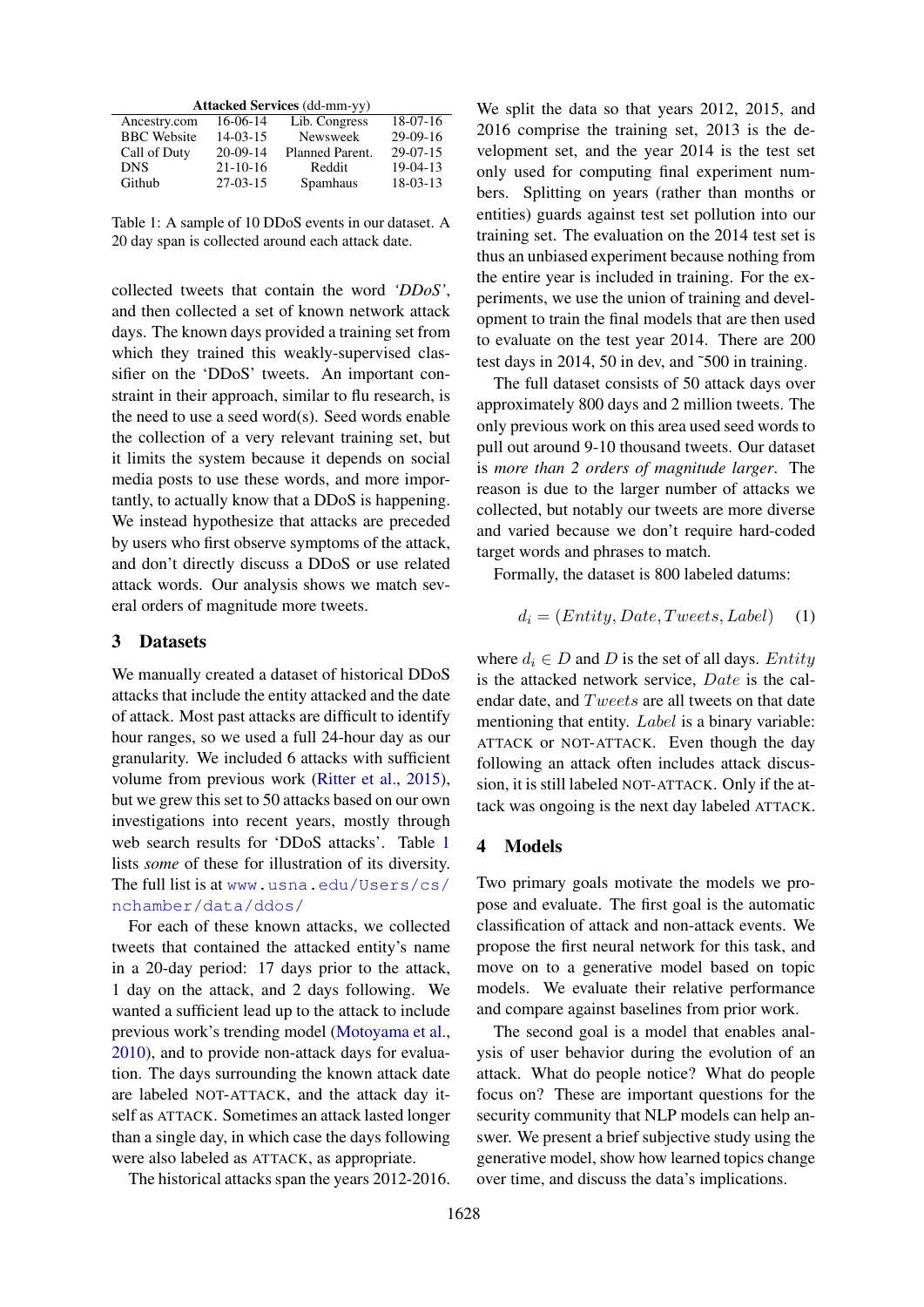| Attacked Services (dd-mm-yy) | | | |
|---|---|---|---|
| Ancestry.com | 16-06-14 | Lib. Congress | 18-07-16 |
| BBC Website | 14-03-15 | Newsweek | 29-09-16 |
| Call of Duty | 20-09-14 | Planned Parent. | 29-07-15 |
| DNS | 21-10-16 | Reddit | 19-04-13 |
| Github | 27-03-15 | Spamhaus | 18-03-13 |

Table 1: A sample of 10 DDoS events in our dataset. A 20 day span is collected around each attack date.

collected tweets that contain the word *'DDoS'*, and then collected a set of known network attack days. The known days provided a training set from which they trained this weakly-supervised classifier on the 'DDoS' tweets. An important constraint in their approach, similar to flu research, is the need to use a seed word(s). Seed words enable the collection of a very relevant training set, but it limits the system because it depends on social media posts to use these words, and more importantly, to actually know that a DDoS is happening. We instead hypothesize that attacks are preceded by users who first observe symptoms of the attack, and don't directly discuss a DDoS or use related attack words. Our analysis shows we match several orders of magnitude more tweets.

## 3 Datasets

We manually created a dataset of historical DDoS attacks that include the entity attacked and the date of attack. Most past attacks are difficult to identify hour ranges, so we used a full 24-hour day as our granularity. We included 6 attacks with sufficient volume from previous work (Ritter et al., 2015), but we grew this set to 50 attacks based on our own investigations into recent years, mostly through web search results for 'DDoS attacks'. Table 1 lists *some* of these for illustration of its diversity. The full list is at www.usna.edu/Users/cs/nchamber/data/ddos/

For each of these known attacks, we collected tweets that contained the attacked entity's name in a 20-day period: 17 days prior to the attack, 1 day on the attack, and 2 days following. We wanted a sufficient lead up to the attack to include previous work's trending model (Motoyama et al., 2010), and to provide non-attack days for evaluation. The days surrounding the known attack date are labeled NOT-ATTACK, and the attack day itself as ATTACK. Sometimes an attack lasted longer than a single day, in which case the days following were also labeled as ATTACK, as appropriate.

The historical attacks span the years 2012-2016. We split the data so that years 2012, 2015, and 2016 comprise the training set, 2013 is the development set, and the year 2014 is the test set only used for computing final experiment numbers. Splitting on years (rather than months or entities) guards against test set pollution into our training set. The evaluation on the 2014 test set is thus an unbiased experiment because nothing from the entire year is included in training. For the experiments, we use the union of training and development to train the final models that are then used to evaluate on the test year 2014. There are 200 test days in 2014, 50 in dev, and ˜500 in training.

The full dataset consists of 50 attack days over approximately 800 days and 2 million tweets. The only previous work on this area used seed words to pull out around 9-10 thousand tweets. Our dataset is *more than 2 orders of magnitude larger*. The reason is due to the larger number of attacks we collected, but notably our tweets are more diverse and varied because we don't require hard-coded target words and phrases to match.

Formally, the dataset is 800 labeled datums:

$$d_i = (Entity, Date, Tweets, Label) \quad (1)$$

where $d_i \in D$ and $D$ is the set of all days. $Entity$ is the attacked network service, $Date$ is the calendar date, and $Tweets$ are all tweets on that date mentioning that entity. $Label$ is a binary variable: ATTACK or NOT-ATTACK. Even though the day following an attack often includes attack discussion, it is still labeled NOT-ATTACK. Only if the attack was ongoing is the next day labeled ATTACK.

## 4 Models

Two primary goals motivate the models we propose and evaluate. The first goal is the automatic classification of attack and non-attack events. We propose the first neural network for this task, and move on to a generative model based on topic models. We evaluate their relative performance and compare against baselines from prior work.

The second goal is a model that enables analysis of user behavior during the evolution of an attack. What do people notice? What do people focus on? These are important questions for the security community that NLP models can help answer. We present a brief subjective study using the generative model, show how learned topics change over time, and discuss the data's implications.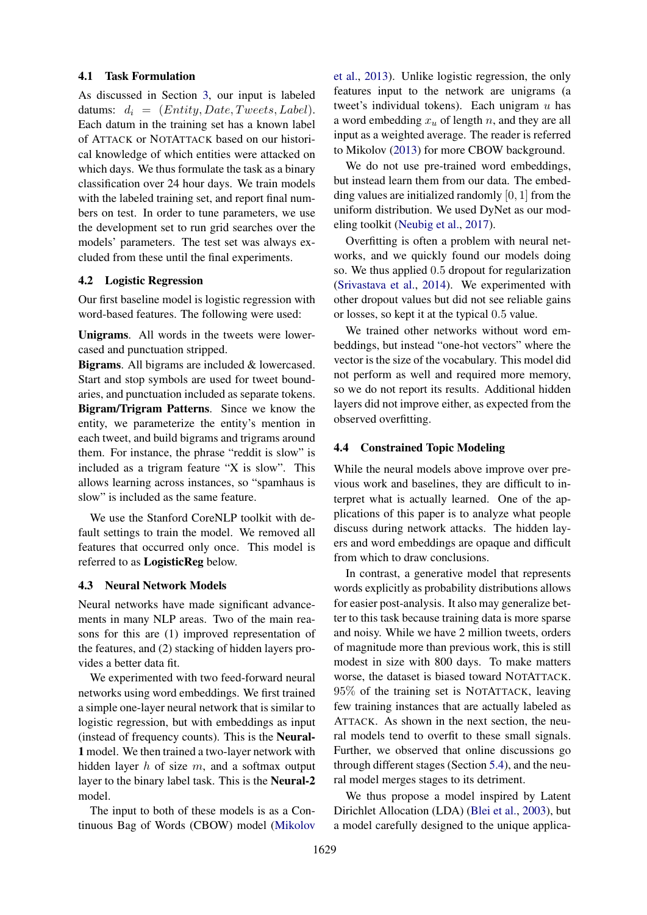### 4.1 Task Formulation

As discussed in Section 3, our input is labeled datums: $d_i = (Entity, Date, Tweets, Label)$. Each datum in the training set has a known label of ATTACK or NOTATTACK based on our historical knowledge of which entities were attacked on which days. We thus formulate the task as a binary classification over 24 hour days. We train models with the labeled training set, and report final numbers on test. In order to tune parameters, we use the development set to run grid searches over the models' parameters. The test set was always excluded from these until the final experiments.

### 4.2 Logistic Regression

Our first baseline model is logistic regression with word-based features. The following were used:

**Unigrams**. All words in the tweets were lowercased and punctuation stripped.
**Bigrams**. All bigrams are included & lowercased. Start and stop symbols are used for tweet boundaries, and punctuation included as separate tokens.
**Bigram/Trigram Patterns**. Since we know the entity, we parameterize the entity's mention in each tweet, and build bigrams and trigrams around them. For instance, the phrase "reddit is slow" is included as a trigram feature "X is slow". This allows learning across instances, so "spamhaus is slow" is included as the same feature.

We use the Stanford CoreNLP toolkit with default settings to train the model. We removed all features that occurred only once. This model is referred to as **LogisticReg** below.

### 4.3 Neural Network Models

Neural networks have made significant advancements in many NLP areas. Two of the main reasons for this are (1) improved representation of the features, and (2) stacking of hidden layers provides a better data fit.

We experimented with two feed-forward neural networks using word embeddings. We first trained a simple one-layer neural network that is similar to logistic regression, but with embeddings as input (instead of frequency counts). This is the **Neural-1** model. We then trained a two-layer network with hidden layer $h$ of size $m$, and a softmax output layer to the binary label task. This is the **Neural-2** model.

The input to both of these models is as a Continuous Bag of Words (CBOW) model (Mikolov et al., 2013). Unlike logistic regression, the only features input to the network are unigrams (a tweet's individual tokens). Each unigram $u$ has a word embedding $x_u$ of length $n$, and they are all input as a weighted average. The reader is referred to Mikolov (2013) for more CBOW background.

We do not use pre-trained word embeddings, but instead learn them from our data. The embedding values are initialized randomly $[0, 1]$ from the uniform distribution. We used DyNet as our modeling toolkit (Neubig et al., 2017).

Overfitting is often a problem with neural networks, and we quickly found our models doing so. We thus applied $0.5$ dropout for regularization (Srivastava et al., 2014). We experimented with other dropout values but did not see reliable gains or losses, so kept it at the typical $0.5$ value.

We trained other networks without word embeddings, but instead "one-hot vectors" where the vector is the size of the vocabulary. This model did not perform as well and required more memory, so we do not report its results. Additional hidden layers did not improve either, as expected from the observed overfitting.

### 4.4 Constrained Topic Modeling

While the neural models above improve over previous work and baselines, they are difficult to interpret what is actually learned. One of the applications of this paper is to analyze what people discuss during network attacks. The hidden layers and word embeddings are opaque and difficult from which to draw conclusions.

In contrast, a generative model that represents words explicitly as probability distributions allows for easier post-analysis. It also may generalize better to this task because training data is more sparse and noisy. While we have 2 million tweets, orders of magnitude more than previous work, this is still modest in size with 800 days. To make matters worse, the dataset is biased toward NOTATTACK. $95\%$ of the training set is NOTATTACK, leaving few training instances that are actually labeled as ATTACK. As shown in the next section, the neural models tend to overfit to these small signals. Further, we observed that online discussions go through different stages (Section 5.4), and the neural model merges stages to its detriment.

We thus propose a model inspired by Latent Dirichlet Allocation (LDA) (Blei et al., 2003), but a model carefully designed to the unique applica-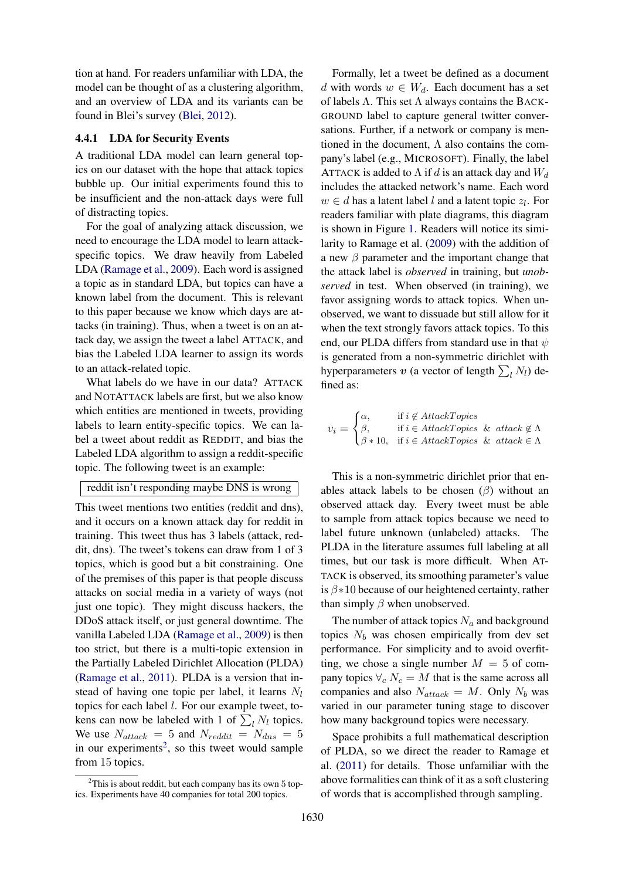tion at hand. For readers unfamiliar with LDA, the model can be thought of as a clustering algorithm, and an overview of LDA and its variants can be found in Blei's survey (Blei, 2012).

### 4.4.1 LDA for Security Events

A traditional LDA model can learn general topics on our dataset with the hope that attack topics bubble up. Our initial experiments found this to be insufficient and the non-attack days were full of distracting topics.

For the goal of analyzing attack discussion, we need to encourage the LDA model to learn attack-specific topics. We draw heavily from Labeled LDA (Ramage et al., 2009). Each word is assigned a topic as in standard LDA, but topics can have a known label from the document. This is relevant to this paper because we know which days are attacks (in training). Thus, when a tweet is on an attack day, we assign the tweet a label ATTACK, and bias the Labeled LDA learner to assign its words to an attack-related topic.

What labels do we have in our data? ATTACK and NOTATTACK labels are first, but we also know which entities are mentioned in tweets, providing labels to learn entity-specific topics. We can label a tweet about reddit as REDDIT, and bias the Labeled LDA algorithm to assign a reddit-specific topic. The following tweet is an example:

| reddit isn't responding maybe DNS is wrong |
|---|

This tweet mentions two entities (reddit and dns), and it occurs on a known attack day for reddit in training. This tweet thus has 3 labels (attack, reddit, dns). The tweet's tokens can draw from 1 of 3 topics, which is good but a bit constraining. One of the premises of this paper is that people discuss attacks on social media in a variety of ways (not just one topic). They might discuss hackers, the DDoS attack itself, or just general downtime. The vanilla Labeled LDA (Ramage et al., 2009) is then too strict, but there is a multi-topic extension in the Partially Labeled Dirichlet Allocation (PLDA) (Ramage et al., 2011). PLDA is a version that instead of having one topic per label, it learns $N_l$ topics for each label $l$. For our example tweet, tokens can now be labeled with 1 of $\sum_l N_l$ topics. We use $N_{attack} = 5$ and $N_{reddit} = N_{dns} = 5$ in our experiments[2], so this tweet would sample from 15 topics.

[2]This is about reddit, but each company has its own 5 topics. Experiments have 40 companies for total 200 topics.

Formally, let a tweet be defined as a document $d$ with words $w \in W_d$. Each document has a set of labels $\Lambda$. This set $\Lambda$ always contains the BACKGROUND label to capture general twitter conversations. Further, if a network or company is mentioned in the document, $\Lambda$ also contains the company's label (e.g., MICROSOFT). Finally, the label ATTACK is added to $\Lambda$ if $d$ is an attack day and $W_d$ includes the attacked network's name. Each word $w \in d$ has a latent label $l$ and a latent topic $z_l$. For readers familiar with plate diagrams, this diagram is shown in Figure 1. Readers will notice its similarity to Ramage et al. (2009) with the addition of a new $\beta$ parameter and the important change that the attack label is *observed* in training, but *unobserved* in test. When observed (in training), we favor assigning words to attack topics. When unobserved, we want to dissuade but still allow for it when the text strongly favors attack topics. To this end, our PLDA differs from standard use in that $\psi$ is generated from a non-symmetric dirichlet with hyperparameters $\boldsymbol{v}$ (a vector of length $\sum_l N_l$) defined as:

$$v_i = \begin{cases} \alpha, & \text{if } i \notin AttackTopics \\ \beta, & \text{if } i \in AttackTopics \ \& \ attack \notin \Lambda \\ \beta * 10, & \text{if } i \in AttackTopics \ \& \ attack \in \Lambda \end{cases}$$

This is a non-symmetric dirichlet prior that enables attack labels to be chosen ($\beta$) without an observed attack day. Every tweet must be able to sample from attack topics because we need to label future unknown (unlabeled) attacks. The PLDA in the literature assumes full labeling at all times, but our task is more difficult. When ATTACK is observed, its smoothing parameter's value is $\beta*10$ because of our heightened certainty, rather than simply $\beta$ when unobserved.

The number of attack topics $N_a$ and background topics $N_b$ was chosen empirically from dev set performance. For simplicity and to avoid overfitting, we chose a single number $M = 5$ of company topics $\forall_c \, N_c = M$ that is the same across all companies and also $N_{attack} = M$. Only $N_b$ was varied in our parameter tuning stage to discover how many background topics were necessary.

Space prohibits a full mathematical description of PLDA, so we direct the reader to Ramage et al. (2011) for details. Those unfamiliar with the above formalities can think of it as a soft clustering of words that is accomplished through sampling.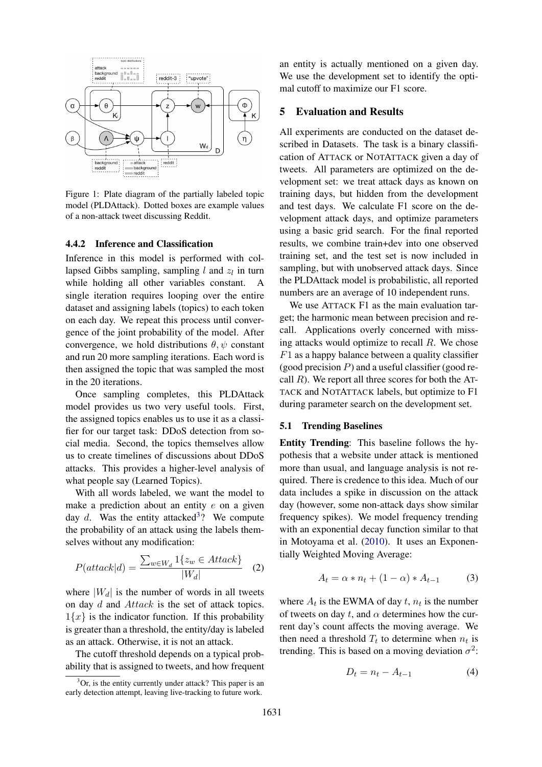Figure 1: Plate diagram of the partially labeled topic model (PLDAttack). Dotted boxes are example values of a non-attack tweet discussing Reddit.

#### 4.4.2 Inference and Classification

Inference in this model is performed with collapsed Gibbs sampling, sampling $l$ and $z_l$ in turn while holding all other variables constant. A single iteration requires looping over the entire dataset and assigning labels (topics) to each token on each day. We repeat this process until convergence of the joint probability of the model. After convergence, we hold distributions $\theta, \psi$ constant and run 20 more sampling iterations. Each word is then assigned the topic that was sampled the most in the 20 iterations.

Once sampling completes, this PLDAttack model provides us two very useful tools. First, the assigned topics enables us to use it as a classifier for our target task: DDoS detection from social media. Second, the topics themselves allow us to create timelines of discussions about DDoS attacks. This provides a higher-level analysis of what people say (Learned Topics).

With all words labeled, we want the model to make a prediction about an entity $e$ on a given day $d$. Was the entity attacked[3]? We compute the probability of an attack using the labels themselves without any modification:

$$P(attack|d) = \frac{\sum_{w \in W_d} 1\{z_w \in Attack\}}{|W_d|} \quad (2)$$

where $|W_d|$ is the number of words in all tweets on day $d$ and $Attack$ is the set of attack topics. $1\{x\}$ is the indicator function. If this probability is greater than a threshold, the entity/day is labeled as an attack. Otherwise, it is not an attack.

The cutoff threshold depends on a typical probability that is assigned to tweets, and how frequent an entity is actually mentioned on a given day. We use the development set to identify the optimal cutoff to maximize our F1 score.

[3] Or, is the entity currently under attack? This paper is an early detection attempt, leaving live-tracking to future work.

## 5 Evaluation and Results

All experiments are conducted on the dataset described in Datasets. The task is a binary classification of ATTACK or NOTATTACK given a day of tweets. All parameters are optimized on the development set: we treat attack days as known on training days, but hidden from the development and test days. We calculate F1 score on the development attack days, and optimize parameters using a basic grid search. For the final reported results, we combine train+dev into one observed training set, and the test set is now included in sampling, but with unobserved attack days. Since the PLDAttack model is probabilistic, all reported numbers are an average of 10 independent runs.

We use ATTACK F1 as the main evaluation target; the harmonic mean between precision and recall. Applications overly concerned with missing attacks would optimize to recall $R$. We chose $F1$ as a happy balance between a quality classifier (good precision $P$) and a useful classifier (good recall $R$). We report all three scores for both the ATTACK and NOTATTACK labels, but optimize to F1 during parameter search on the development set.

### 5.1 Trending Baselines

**Entity Trending**: This baseline follows the hypothesis that a website under attack is mentioned more than usual, and language analysis is not required. There is credence to this idea. Much of our data includes a spike in discussion on the attack day (however, some non-attack days show similar frequency spikes). We model frequency trending with an exponential decay function similar to that in Motoyama et al. (2010). It uses an Exponentially Weighted Moving Average:

$$A_t = \alpha * n_t + (1 - \alpha) * A_{t-1} \quad (3)$$

where $A_t$ is the EWMA of day $t$, $n_t$ is the number of tweets on day $t$, and $\alpha$ determines how the current day's count affects the moving average. We then need a threshold $T_t$ to determine when $n_t$ is trending. This is based on a moving deviation $\sigma^2$:

$$D_t = n_t - A_{t-1} \quad (4)$$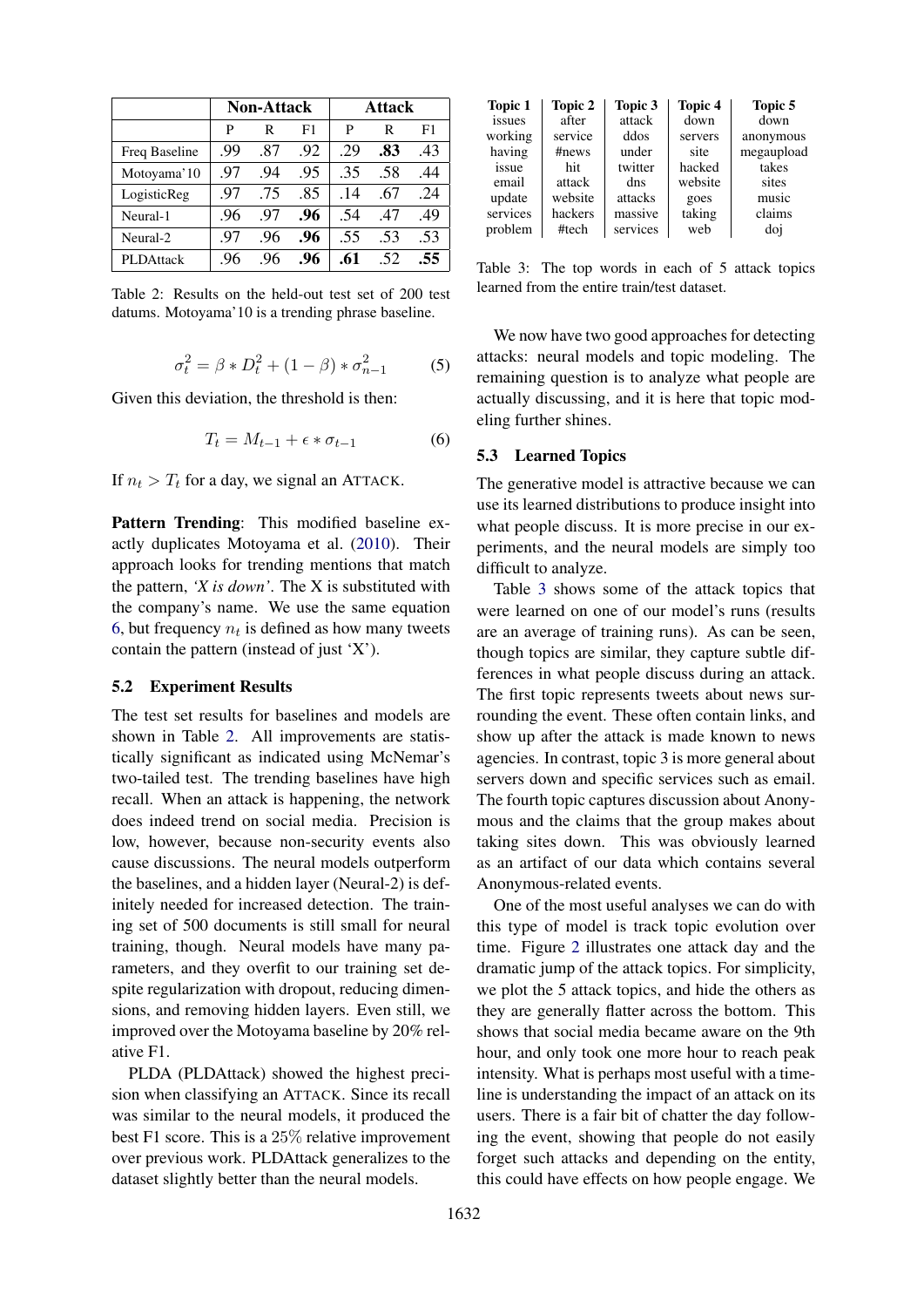| | Non-Attack | | | Attack | | |
|---|---|---|---|---|---|---|
| | P | R | F1 | P | R | F1 |
| Freq Baseline | .99 | .87 | .92 | .29 | **.83** | .43 |
| Motoyama'10 | .97 | .94 | .95 | .35 | .58 | .44 |
| LogisticReg | .97 | .75 | .85 | .14 | .67 | .24 |
| Neural-1 | .96 | .97 | **.96** | .54 | .47 | .49 |
| Neural-2 | .97 | .96 | **.96** | .55 | .53 | .53 |
| PLDAttack | .96 | .96 | **.96** | **.61** | .52 | **.55** |

Table 2: Results on the held-out test set of 200 test datums. Motoyama'10 is a trending phrase baseline.

$$\sigma_t^2 = \beta * D_t^2 + (1 - \beta) * \sigma_{n-1}^2 \quad (5)$$

Given this deviation, the threshold is then:

$$T_t = M_{t-1} + \epsilon * \sigma_{t-1} \quad (6)$$

If $n_t > T_t$ for a day, we signal an ATTACK.

**Pattern Trending**: This modified baseline exactly duplicates Motoyama et al. (2010). Their approach looks for trending mentions that match the pattern, *'X is down'*. The X is substituted with the company's name. We use the same equation 6, but frequency $n_t$ is defined as how many tweets contain the pattern (instead of just 'X').

### 5.2 Experiment Results

The test set results for baselines and models are shown in Table 2. All improvements are statistically significant as indicated using McNemar's two-tailed test. The trending baselines have high recall. When an attack is happening, the network does indeed trend on social media. Precision is low, however, because non-security events also cause discussions. The neural models outperform the baselines, and a hidden layer (Neural-2) is definitely needed for increased detection. The training set of 500 documents is still small for neural training, though. Neural models have many parameters, and they overfit to our training set despite regularization with dropout, reducing dimensions, and removing hidden layers. Even still, we improved over the Motoyama baseline by 20% relative F1.

PLDA (PLDAttack) showed the highest precision when classifying an ATTACK. Since its recall was similar to the neural models, it produced the best F1 score. This is a 25% relative improvement over previous work. PLDAttack generalizes to the dataset slightly better than the neural models.

| Topic 1 | Topic 2 | Topic 3 | Topic 4 | Topic 5 |
|---|---|---|---|---|
| issues | after | attack | down | down |
| working | service | ddos | servers | anonymous |
| having | #news | under | site | megaupload |
| issue | hit | twitter | hacked | takes |
| email | attack | dns | website | sites |
| update | website | attacks | goes | music |
| services | hackers | massive | taking | claims |
| problem | #tech | services | web | doj |

Table 3: The top words in each of 5 attack topics learned from the entire train/test dataset.

We now have two good approaches for detecting attacks: neural models and topic modeling. The remaining question is to analyze what people are actually discussing, and it is here that topic modeling further shines.

### 5.3 Learned Topics

The generative model is attractive because we can use its learned distributions to produce insight into what people discuss. It is more precise in our experiments, and the neural models are simply too difficult to analyze.

Table 3 shows some of the attack topics that were learned on one of our model's runs (results are an average of training runs). As can be seen, though topics are similar, they capture subtle differences in what people discuss during an attack. The first topic represents tweets about news surrounding the event. These often contain links, and show up after the attack is made known to news agencies. In contrast, topic 3 is more general about servers down and specific services such as email. The fourth topic captures discussion about Anonymous and the claims that the group makes about taking sites down. This was obviously learned as an artifact of our data which contains several Anonymous-related events.

One of the most useful analyses we can do with this type of model is track topic evolution over time. Figure 2 illustrates one attack day and the dramatic jump of the attack topics. For simplicity, we plot the 5 attack topics, and hide the others as they are generally flatter across the bottom. This shows that social media became aware on the 9th hour, and only took one more hour to reach peak intensity. What is perhaps most useful with a timeline is understanding the impact of an attack on its users. There is a fair bit of chatter the day following the event, showing that people do not easily forget such attacks and depending on the entity, this could have effects on how people engage. We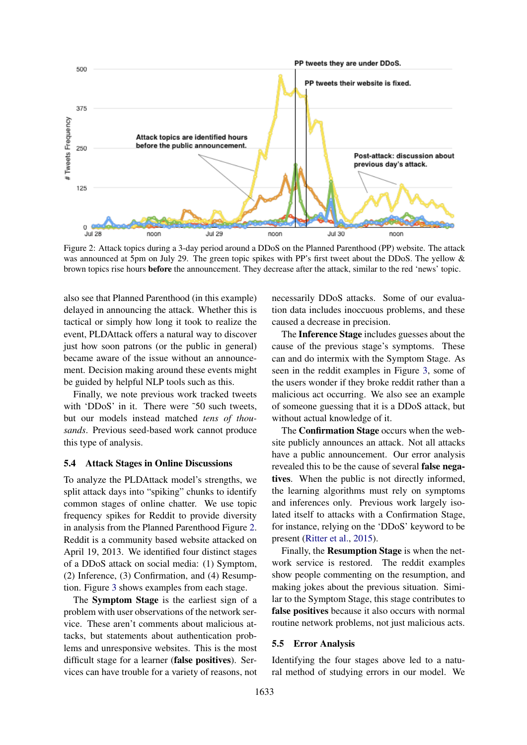Figure 2: Attack topics during a 3-day period around a DDoS on the Planned Parenthood (PP) website. The attack was announced at 5pm on July 29. The green topic spikes with PP's first tweet about the DDoS. The yellow & brown topics rise hours **before** the announcement. They decrease after the attack, similar to the red 'news' topic.

also see that Planned Parenthood (in this example) delayed in announcing the attack. Whether this is tactical or simply how long it took to realize the event, PLDAttack offers a natural way to discover just how soon patrons (or the public in general) became aware of the issue without an announcement. Decision making around these events might be guided by helpful NLP tools such as this.

Finally, we note previous work tracked tweets with 'DDoS' in it. There were ~50 such tweets, but our models instead matched *tens of thousands*. Previous seed-based work cannot produce this type of analysis.

### 5.4 Attack Stages in Online Discussions

To analyze the PLDAttack model's strengths, we split attack days into "spiking" chunks to identify common stages of online chatter. We use topic frequency spikes for Reddit to provide diversity in analysis from the Planned Parenthood Figure 2. Reddit is a community based website attacked on April 19, 2013. We identified four distinct stages of a DDoS attack on social media: (1) Symptom, (2) Inference, (3) Confirmation, and (4) Resumption. Figure 3 shows examples from each stage.

The **Symptom Stage** is the earliest sign of a problem with user observations of the network service. These aren't comments about malicious attacks, but statements about authentication problems and unresponsive websites. This is the most difficult stage for a learner (**false positives**). Services can have trouble for a variety of reasons, not necessarily DDoS attacks. Some of our evaluation data includes inoccuous problems, and these caused a decrease in precision.

The **Inference Stage** includes guesses about the cause of the previous stage's symptoms. These can and do intermix with the Symptom Stage. As seen in the reddit examples in Figure 3, some of the users wonder if they broke reddit rather than a malicious act occurring. We also see an example of someone guessing that it is a DDoS attack, but without actual knowledge of it.

The **Confirmation Stage** occurs when the website publicly announces an attack. Not all attacks have a public announcement. Our error analysis revealed this to be the cause of several **false negatives**. When the public is not directly informed, the learning algorithms must rely on symptoms and inferences only. Previous work largely isolated itself to attacks with a Confirmation Stage, for instance, relying on the 'DDoS' keyword to be present (Ritter et al., 2015).

Finally, the **Resumption Stage** is when the network service is restored. The reddit examples show people commenting on the resumption, and making jokes about the previous situation. Similar to the Symptom Stage, this stage contributes to **false positives** because it also occurs with normal routine network problems, not just malicious acts.

### 5.5 Error Analysis

Identifying the four stages above led to a natural method of studying errors in our model. We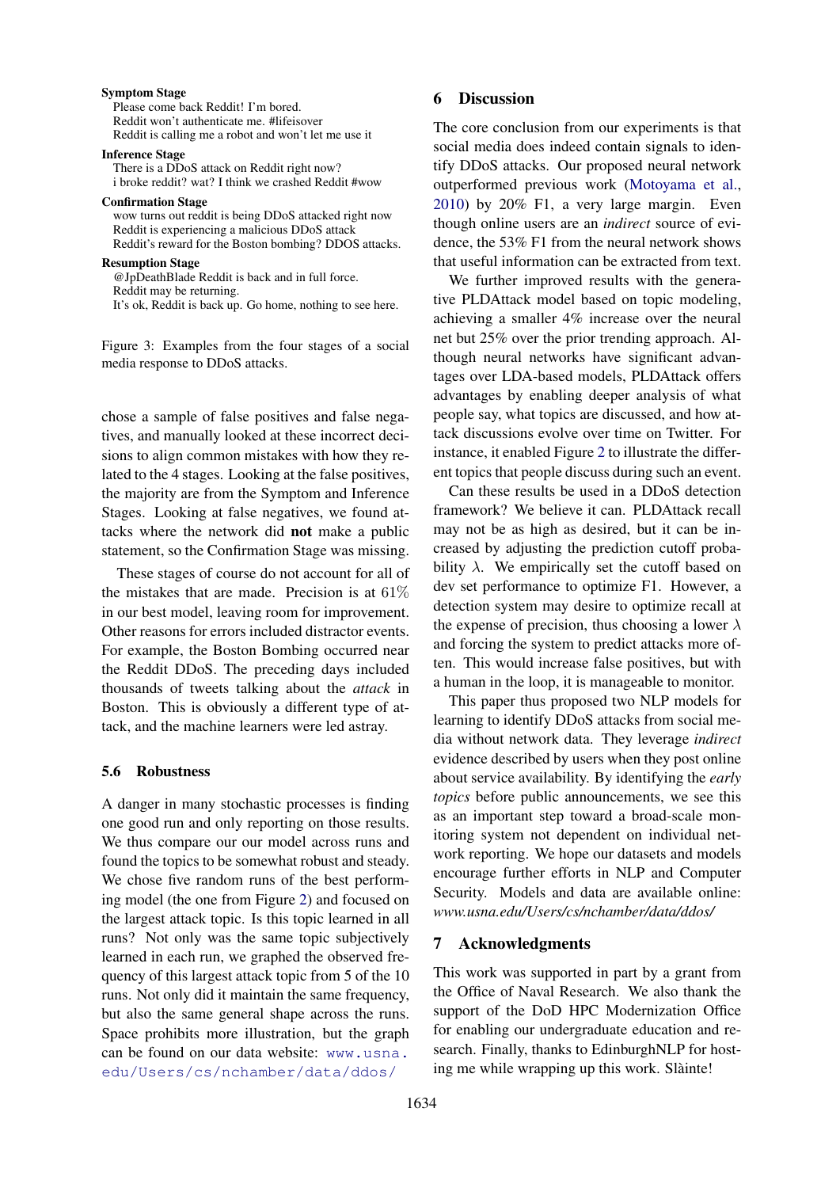**Symptom Stage**
Please come back Reddit! I'm bored.
Reddit won't authenticate me. #lifeisover
Reddit is calling me a robot and won't let me use it

**Inference Stage**
There is a DDoS attack on Reddit right now?
i broke reddit? wat? I think we crashed Reddit #wow

**Confirmation Stage**
wow turns out reddit is being DDoS attacked right now
Reddit is experiencing a malicious DDoS attack
Reddit's reward for the Boston bombing? DDOS attacks.

**Resumption Stage**
@JpDeathBlade Reddit is back and in full force.
Reddit may be returning.
It's ok, Reddit is back up. Go home, nothing to see here.

Figure 3: Examples from the four stages of a social media response to DDoS attacks.

chose a sample of false positives and false negatives, and manually looked at these incorrect decisions to align common mistakes with how they related to the 4 stages. Looking at the false positives, the majority are from the Symptom and Inference Stages. Looking at false negatives, we found attacks where the network did **not** make a public statement, so the Confirmation Stage was missing.

These stages of course do not account for all of the mistakes that are made. Precision is at 61% in our best model, leaving room for improvement. Other reasons for errors included distractor events. For example, the Boston Bombing occurred near the Reddit DDoS. The preceding days included thousands of tweets talking about the *attack* in Boston. This is obviously a different type of attack, and the machine learners were led astray.

### 5.6 Robustness

A danger in many stochastic processes is finding one good run and only reporting on those results. We thus compare our our model across runs and found the topics to be somewhat robust and steady. We chose five random runs of the best performing model (the one from Figure 2) and focused on the largest attack topic. Is this topic learned in all runs? Not only was the same topic subjectively learned in each run, we graphed the observed frequency of this largest attack topic from 5 of the 10 runs. Not only did it maintain the same frequency, but also the same general shape across the runs. Space prohibits more illustration, but the graph can be found on our data website: www.usna.edu/Users/cs/nchamber/data/ddos/

## 6 Discussion

The core conclusion from our experiments is that social media does indeed contain signals to identify DDoS attacks. Our proposed neural network outperformed previous work (Motoyama et al., 2010) by 20% F1, a very large margin. Even though online users are an *indirect* source of evidence, the 53% F1 from the neural network shows that useful information can be extracted from text.

We further improved results with the generative PLDAttack model based on topic modeling, achieving a smaller 4% increase over the neural net but 25% over the prior trending approach. Although neural networks have significant advantages over LDA-based models, PLDAttack offers advantages by enabling deeper analysis of what people say, what topics are discussed, and how attack discussions evolve over time on Twitter. For instance, it enabled Figure 2 to illustrate the different topics that people discuss during such an event.

Can these results be used in a DDoS detection framework? We believe it can. PLDAttack recall may not be as high as desired, but it can be increased by adjusting the prediction cutoff probability $\lambda$. We empirically set the cutoff based on dev set performance to optimize F1. However, a detection system may desire to optimize recall at the expense of precision, thus choosing a lower $\lambda$ and forcing the system to predict attacks more often. This would increase false positives, but with a human in the loop, it is manageable to monitor.

This paper thus proposed two NLP models for learning to identify DDoS attacks from social media without network data. They leverage *indirect* evidence described by users when they post online about service availability. By identifying the *early topics* before public announcements, we see this as an important step toward a broad-scale monitoring system not dependent on individual network reporting. We hope our datasets and models encourage further efforts in NLP and Computer Security. Models and data are available online: *www.usna.edu/Users/cs/nchamber/data/ddos/*

## 7 Acknowledgments

This work was supported in part by a grant from the Office of Naval Research. We also thank the support of the DoD HPC Modernization Office for enabling our undergraduate education and research. Finally, thanks to EdinburghNLP for hosting me while wrapping up this work. Slàinte!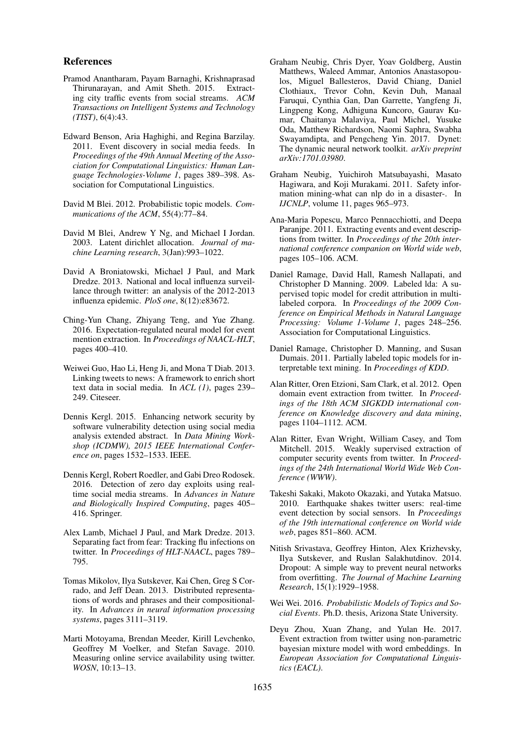## References

Pramod Anantharam, Payam Barnaghi, Krishnaprasad Thirunarayan, and Amit Sheth. 2015. Extracting city traffic events from social streams. *ACM Transactions on Intelligent Systems and Technology (TIST)*, 6(4):43.

Edward Benson, Aria Haghighi, and Regina Barzilay. 2011. Event discovery in social media feeds. In *Proceedings of the 49th Annual Meeting of the Association for Computational Linguistics: Human Language Technologies-Volume 1*, pages 389–398. Association for Computational Linguistics.

David M Blei. 2012. Probabilistic topic models. *Communications of the ACM*, 55(4):77–84.

David M Blei, Andrew Y Ng, and Michael I Jordan. 2003. Latent dirichlet allocation. *Journal of machine Learning research*, 3(Jan):993–1022.

David A Broniatowski, Michael J Paul, and Mark Dredze. 2013. National and local influenza surveillance through twitter: an analysis of the 2012-2013 influenza epidemic. *PloS one*, 8(12):e83672.

Ching-Yun Chang, Zhiyang Teng, and Yue Zhang. 2016. Expectation-regulated neural model for event mention extraction. In *Proceedings of NAACL-HLT*, pages 400–410.

Weiwei Guo, Hao Li, Heng Ji, and Mona T Diab. 2013. Linking tweets to news: A framework to enrich short text data in social media. In *ACL (1)*, pages 239–249. Citeseer.

Dennis Kergl. 2015. Enhancing network security by software vulnerability detection using social media analysis extended abstract. In *Data Mining Workshop (ICDMW), 2015 IEEE International Conference on*, pages 1532–1533. IEEE.

Dennis Kergl, Robert Roedler, and Gabi Dreo Rodosek. 2016. Detection of zero day exploits using real-time social media streams. In *Advances in Nature and Biologically Inspired Computing*, pages 405–416. Springer.

Alex Lamb, Michael J Paul, and Mark Dredze. 2013. Separating fact from fear: Tracking flu infections on twitter. In *Proceedings of HLT-NAACL*, pages 789–795.

Tomas Mikolov, Ilya Sutskever, Kai Chen, Greg S Corrado, and Jeff Dean. 2013. Distributed representations of words and phrases and their compositionality. In *Advances in neural information processing systems*, pages 3111–3119.

Marti Motoyama, Brendan Meeder, Kirill Levchenko, Geoffrey M Voelker, and Stefan Savage. 2010. Measuring online service availability using twitter. *WOSN*, 10:13–13.

Graham Neubig, Chris Dyer, Yoav Goldberg, Austin Matthews, Waleed Ammar, Antonios Anastasopoulos, Miguel Ballesteros, David Chiang, Daniel Clothiaux, Trevor Cohn, Kevin Duh, Manaal Faruqui, Cynthia Gan, Dan Garrette, Yangfeng Ji, Lingpeng Kong, Adhiguna Kuncoro, Gaurav Kumar, Chaitanya Malaviya, Paul Michel, Yusuke Oda, Matthew Richardson, Naomi Saphra, Swabha Swayamdipta, and Pengcheng Yin. 2017. Dynet: The dynamic neural network toolkit. *arXiv preprint arXiv:1701.03980*.

Graham Neubig, Yuichiroh Matsubayashi, Masato Hagiwara, and Koji Murakami. 2011. Safety information mining-what can nlp do in a disaster-. In *IJCNLP*, volume 11, pages 965–973.

Ana-Maria Popescu, Marco Pennacchiotti, and Deepa Paranjpe. 2011. Extracting events and event descriptions from twitter. In *Proceedings of the 20th international conference companion on World wide web*, pages 105–106. ACM.

Daniel Ramage, David Hall, Ramesh Nallapati, and Christopher D Manning. 2009. Labeled lda: A supervised topic model for credit attribution in multi-labeled corpora. In *Proceedings of the 2009 Conference on Empirical Methods in Natural Language Processing: Volume 1-Volume 1*, pages 248–256. Association for Computational Linguistics.

Daniel Ramage, Christopher D. Manning, and Susan Dumais. 2011. Partially labeled topic models for interpretable text mining. In *Proceedings of KDD*.

Alan Ritter, Oren Etzioni, Sam Clark, et al. 2012. Open domain event extraction from twitter. In *Proceedings of the 18th ACM SIGKDD international conference on Knowledge discovery and data mining*, pages 1104–1112. ACM.

Alan Ritter, Evan Wright, William Casey, and Tom Mitchell. 2015. Weakly supervised extraction of computer security events from twitter. In *Proceedings of the 24th International World Wide Web Conference (WWW)*.

Takeshi Sakaki, Makoto Okazaki, and Yutaka Matsuo. 2010. Earthquake shakes twitter users: real-time event detection by social sensors. In *Proceedings of the 19th international conference on World wide web*, pages 851–860. ACM.

Nitish Srivastava, Geoffrey Hinton, Alex Krizhevsky, Ilya Sutskever, and Ruslan Salakhutdinov. 2014. Dropout: A simple way to prevent neural networks from overfitting. *The Journal of Machine Learning Research*, 15(1):1929–1958.

Wei Wei. 2016. *Probabilistic Models of Topics and Social Events*. Ph.D. thesis, Arizona State University.

Deyu Zhou, Xuan Zhang, and Yulan He. 2017. Event extraction from twitter using non-parametric bayesian mixture model with word embeddings. In *European Association for Computational Linguistics (EACL)*.